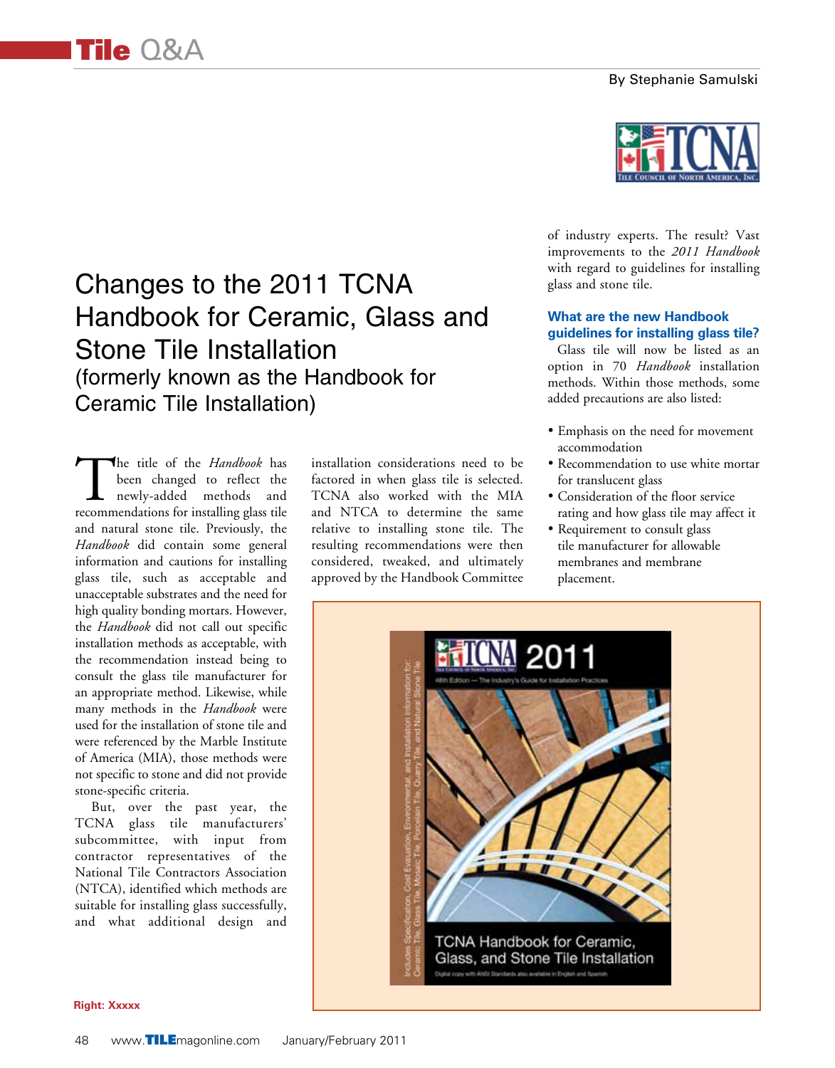# Changes to the 2011 TCNA Handbook for Ceramic, Glass and Stone Tile Installation

## (formerly known as the Handbook for Ceramic Tile Installation)

By Stephanie Samulski

The title of the *Handbook* has been changed to reflect the newly-added methods and recommendations for installing glass tile and natural stone tile. Previously, the *Handbook* did contain some general information and cautions for installing glass tile, such as acceptable and unacceptable substrates and the need for high quality bonding mortars. However, the *Handbook* did not call out specific installation methods as acceptable, with the recommendation instead being to consult the glass tile manufacturer for an appropriate method. Likewise, while many methods in the *Handbook* were used for the installation of stone tile and were referenced by the Marble Institute of America (MIA), those methods were not specific to stone and did not provide stone-specific criteria.

But, over the past year, the TCNA glass tile manufacturers' subcommittee, with input from contractor representatives of the National Tile Contractors Association (NTCA), identified which methods are suitable for installing glass successfully, and what additional design and installation considerations need to be factored in when glass tile is selected. TCNA also worked with the MIA and NTCA to determine the same relative to installing stone tile. The resulting recommendations were then considered, tweaked, and ultimately approved by the Handbook Committee of industry experts. The result? Vast improvements to the *2011 Handbook* with regard to guidelines for installing glass and stone tile.

### What are the new Handbook guidelines for installing glass tile?

Glass tile will now be listed as an option in 70 *Handbook* installation methods. Within those methods, some added precautions are also listed:

- Emphasis on the need for movement accommodation
- Recommendation to use white mortar for translucent glass
- Consideration of the floor service rating and how glass tile may affect it
- Requirement to consult glass tile manufacturer for allowable membranes and membrane placement.

Right: Xxxxx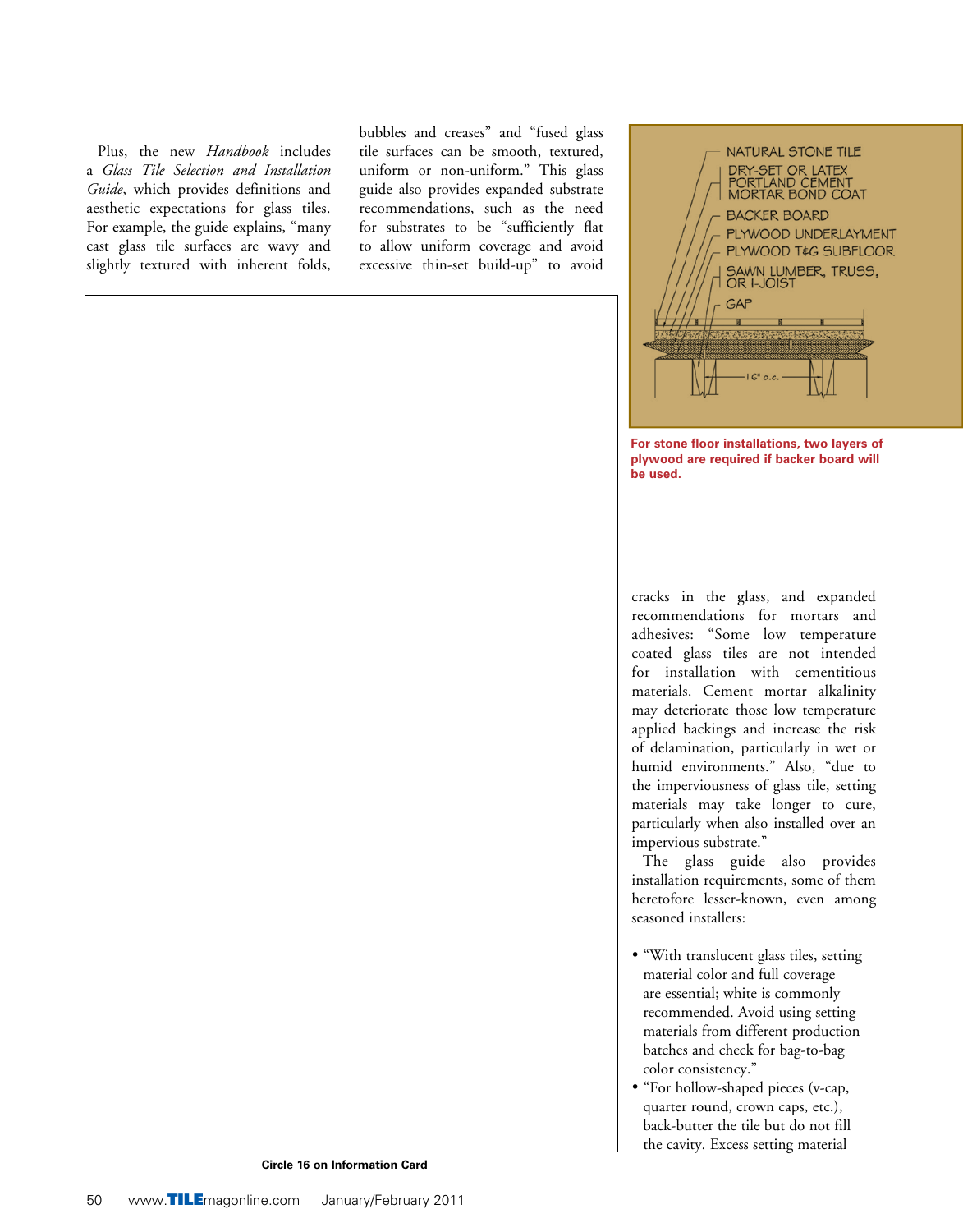Plus, the new *Handbook* includes a *Glass Tile Selection and Installation Guide*, which provides definitions and aesthetic expectations for glass tiles. For example, the guide explains, "many cast glass tile surfaces are wavy and slightly textured with inherent folds, bubbles and creases" and "fused glass tile surfaces can be smooth, textured, uniform or non-uniform." This glass guide also provides expanded substrate recommendations, such as the need for substrates to be "sufficiently flat to allow uniform coverage and avoid excessive thin-set build-up" to avoid cracks in the glass, and expanded recommendations for mortars and adhesives: "Some low temperature coated glass tiles are not intended for installation with cementitious materials. Cement mortar alkalinity may deteriorate those low temperature applied backings and increase the risk of delamination, particularly in wet or humid environments." Also, "due to the imperviousness of glass tile, setting materials may take longer to cure, particularly when also installed over an impervious substrate."

The glass guide also provides installation requirements, some of them heretofore lesser-known, even among seasoned installers:

- "With translucent glass tiles, setting material color and full coverage are essential; white is commonly recommended. Avoid using setting materials from different production batches and check for bag-to-bag color consistency."
- "For hollow-shaped pieces (v-cap, quarter round, crown caps, etc.), back-butter the tile but do not fill the cavity. Excess setting material

NATURAL STONE TILE
DRY-SET OR LATEX PORTLAND CEMENT MORTAR BOND COAT
BACKER BOARD
PLYWOOD UNDERLAYMENT
PLYWOOD T&G SUBFLOOR
SAWN LUMBER, TRUSS, OR I-JOIST
GAP
16" o.c.

For stone floor installations, two layers of plywood are required if backer board will be used.

Circle 16 on Information Card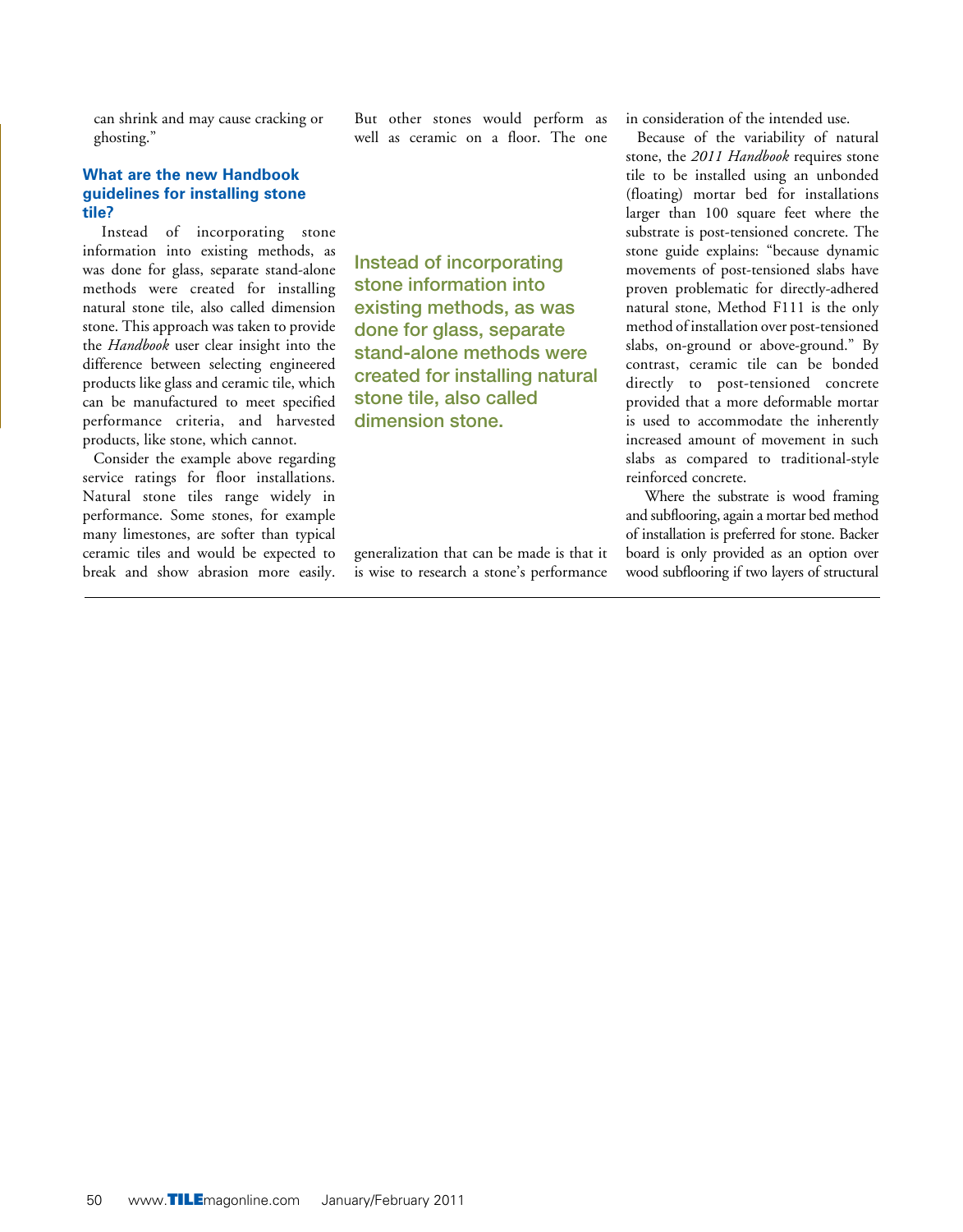can shrink and may cause cracking or ghosting."

### What are the new Handbook guidelines for installing stone tile?

Instead of incorporating stone information into existing methods, as was done for glass, separate stand-alone methods were created for installing natural stone tile, also called dimension stone. This approach was taken to provide the *Handbook* user clear insight into the difference between selecting engineered products like glass and ceramic tile, which can be manufactured to meet specified performance criteria, and harvested products, like stone, which cannot.

Consider the example above regarding service ratings for floor installations. Natural stone tiles range widely in performance. Some stones, for example many limestones, are softer than typical ceramic tiles and would be expected to break and show abrasion more easily. But other stones would perform as well as ceramic on a floor. The one generalization that can be made is that it is wise to research a stone's performance in consideration of the intended use.

> Instead of incorporating stone information into existing methods, as was done for glass, separate stand-alone methods were created for installing natural stone tile, also called dimension stone.

Because of the variability of natural stone, the *2011 Handbook* requires stone tile to be installed using an unbonded (floating) mortar bed for installations larger than 100 square feet where the substrate is post-tensioned concrete. The stone guide explains: "because dynamic movements of post-tensioned slabs have proven problematic for directly-adhered natural stone, Method F111 is the only method of installation over post-tensioned slabs, on-ground or above-ground." By contrast, ceramic tile can be bonded directly to post-tensioned concrete provided that a more deformable mortar is used to accommodate the inherently increased amount of movement in such slabs as compared to traditional-style reinforced concrete.

Where the substrate is wood framing and subflooring, again a mortar bed method of installation is preferred for stone. Backer board is only provided as an option over wood subflooring if two layers of structural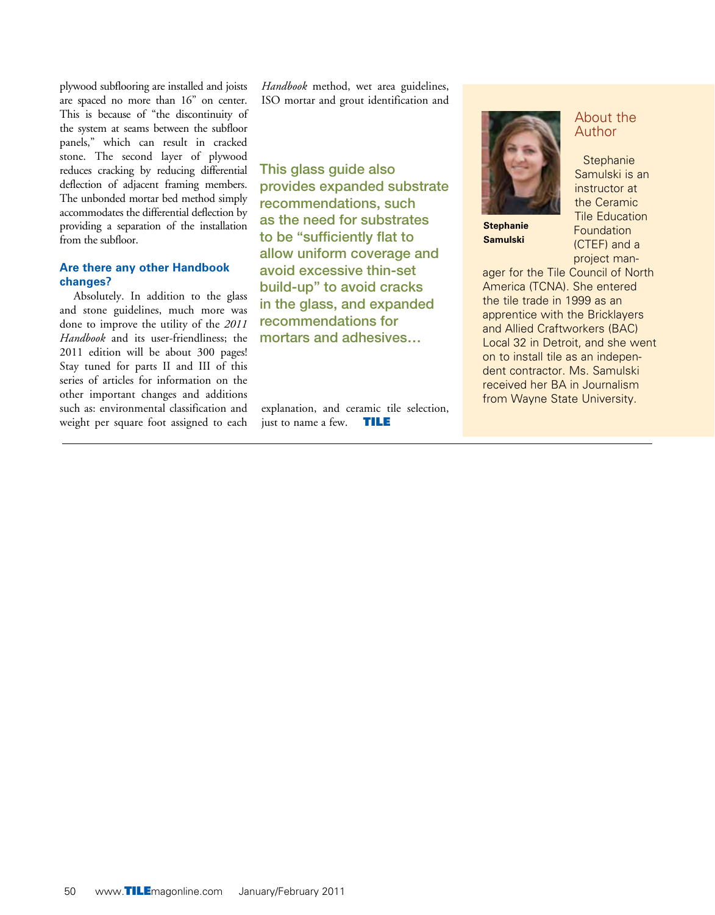plywood subflooring are installed and joists are spaced no more than 16" on center. This is because of "the discontinuity of the system at seams between the subfloor panels," which can result in cracked stone. The second layer of plywood reduces cracking by reducing differential deflection of adjacent framing members. The unbonded mortar bed method simply accommodates the differential deflection by providing a separation of the installation from the subfloor.

### Are there any other Handbook changes?

Absolutely. In addition to the glass and stone guidelines, much more was done to improve the utility of the *2011 Handbook* and its user-friendliness; the 2011 edition will be about 300 pages! Stay tuned for parts II and III of this series of articles for information on the other important changes and additions such as: environmental classification and weight per square foot assigned to each *Handbook* method, wet area guidelines, ISO mortar and grout identification and explanation, and ceramic tile selection, just to name a few. **TILE**

> **This glass guide also provides expanded substrate recommendations, such as the need for substrates to be "sufficiently flat to allow uniform coverage and avoid excessive thin-set build-up" to avoid cracks in the glass, and expanded recommendations for mortars and adhesives…**

## About the Author

**Stephanie Samulski**

Stephanie Samulski is an instructor at the Ceramic Tile Education Foundation (CTEF) and a project manager for the Tile Council of North America (TCNA). She entered the tile trade in 1999 as an apprentice with the Bricklayers and Allied Craftworkers (BAC) Local 32 in Detroit, and she went on to install tile as an independent contractor. Ms. Samulski received her BA in Journalism from Wayne State University.